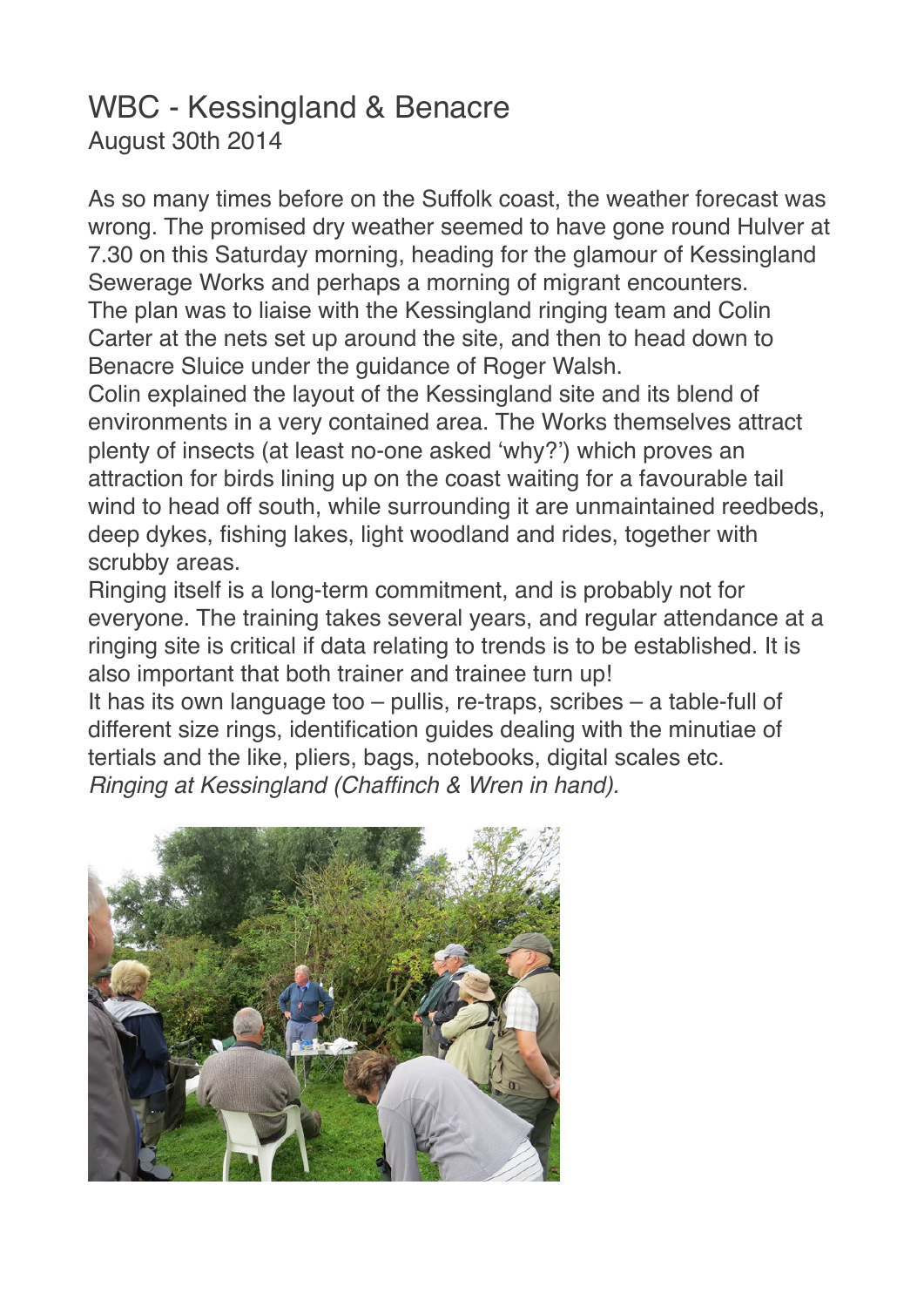# WBC - Kessingland & Benacre

August 30th 2014

As so many times before on the Suffolk coast, the weather forecast was wrong. The promised dry weather seemed to have gone round Hulver at 7.30 on this Saturday morning, heading for the glamour of Kessingland Sewerage Works and perhaps a morning of migrant encounters.

The plan was to liaise with the Kessingland ringing team and Colin Carter at the nets set up around the site, and then to head down to Benacre Sluice under the guidance of Roger Walsh.

Colin explained the layout of the Kessingland site and its blend of environments in a very contained area. The Works themselves attract plenty of insects (at least no-one asked 'why?') which proves an attraction for birds lining up on the coast waiting for a favourable tail wind to head off south, while surrounding it are unmaintained reedbeds, deep dykes, fishing lakes, light woodland and rides, together with scrubby areas.

Ringing itself is a long-term commitment, and is probably not for everyone. The training takes several years, and regular attendance at a ringing site is critical if data relating to trends is to be established. It is also important that both trainer and trainee turn up!

It has its own language too – pullis, re-traps, scribes – a table-full of different size rings, identification guides dealing with the minutiae of tertials and the like, pliers, bags, notebooks, digital scales etc.

*Ringing at Kessingland (Chaffinch & Wren in hand).*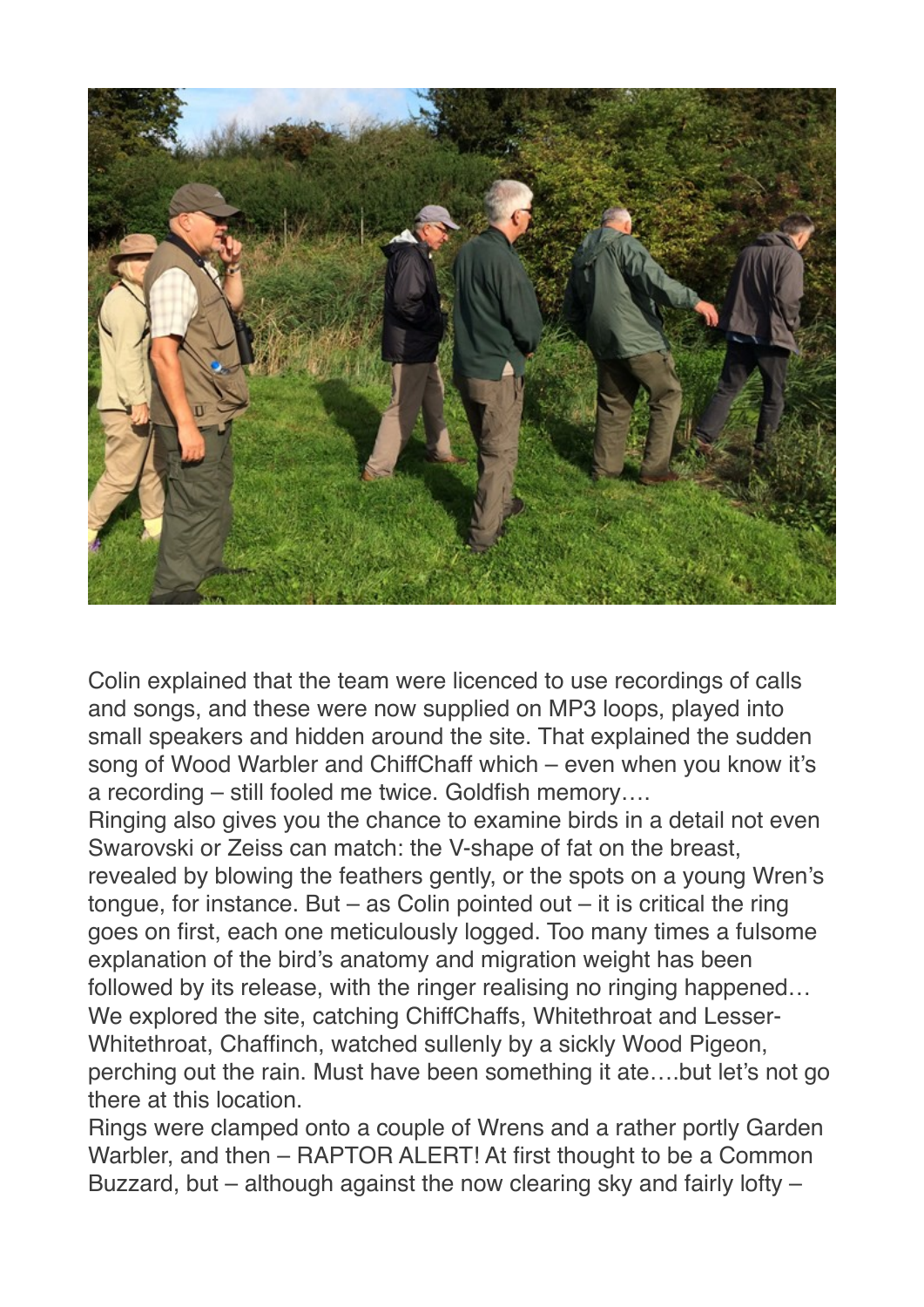Colin explained that the team were licenced to use recordings of calls and songs, and these were now supplied on MP3 loops, played into small speakers and hidden around the site. That explained the sudden song of Wood Warbler and ChiffChaff which – even when you know it's a recording – still fooled me twice. Goldfish memory….

Ringing also gives you the chance to examine birds in a detail not even Swarovski or Zeiss can match: the V-shape of fat on the breast, revealed by blowing the feathers gently, or the spots on a young Wren's tongue, for instance. But – as Colin pointed out – it is critical the ring goes on first, each one meticulously logged. Too many times a fulsome explanation of the bird's anatomy and migration weight has been followed by its release, with the ringer realising no ringing happened…

We explored the site, catching ChiffChaffs, Whitethroat and Lesser-Whitethroat, Chaffinch, watched sullenly by a sickly Wood Pigeon, perching out the rain. Must have been something it ate….but let's not go there at this location.

Rings were clamped onto a couple of Wrens and a rather portly Garden Warbler, and then – RAPTOR ALERT! At first thought to be a Common Buzzard, but – although against the now clearing sky and fairly lofty –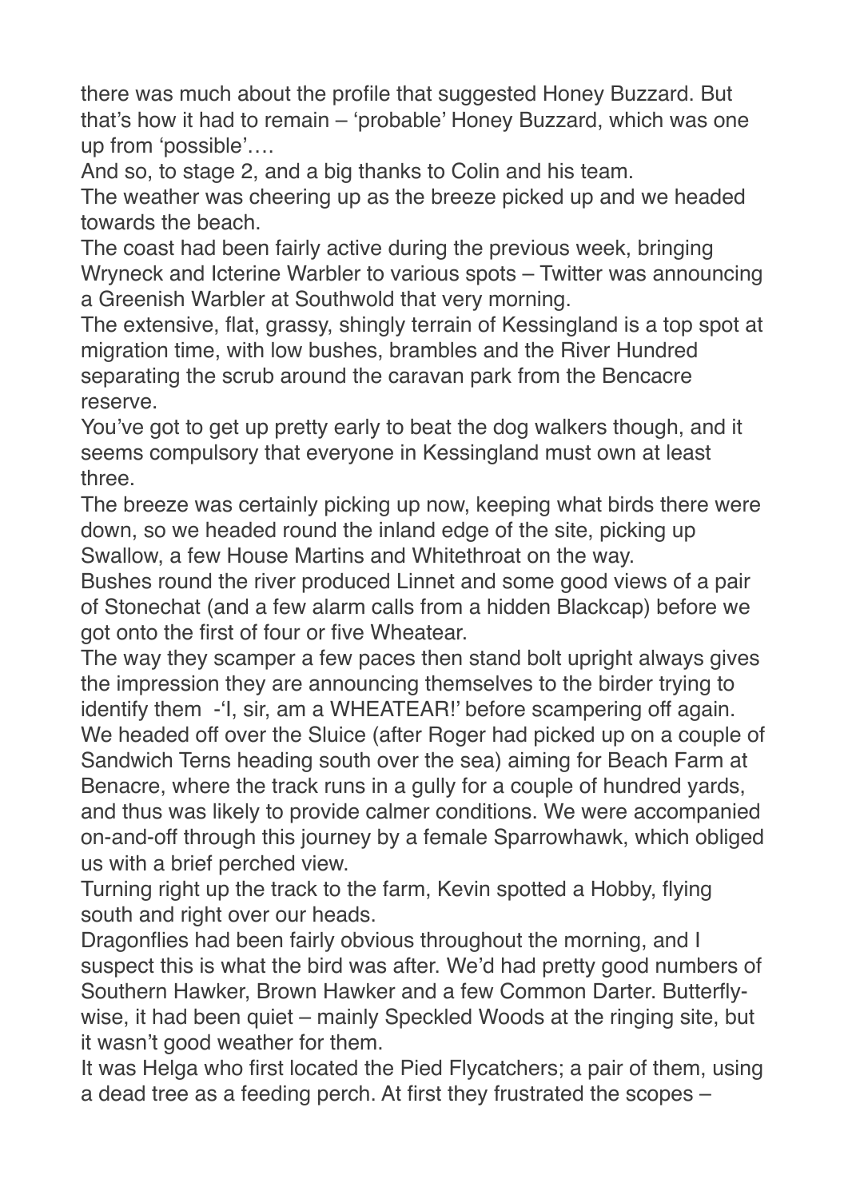there was much about the profile that suggested Honey Buzzard. But that's how it had to remain – 'probable' Honey Buzzard, which was one up from 'possible'….

And so, to stage 2, and a big thanks to Colin and his team.

The weather was cheering up as the breeze picked up and we headed towards the beach.

The coast had been fairly active during the previous week, bringing Wryneck and Icterine Warbler to various spots – Twitter was announcing a Greenish Warbler at Southwold that very morning.

The extensive, flat, grassy, shingly terrain of Kessingland is a top spot at migration time, with low bushes, brambles and the River Hundred separating the scrub around the caravan park from the Bencacre reserve.

You've got to get up pretty early to beat the dog walkers though, and it seems compulsory that everyone in Kessingland must own at least three.

The breeze was certainly picking up now, keeping what birds there were down, so we headed round the inland edge of the site, picking up Swallow, a few House Martins and Whitethroat on the way.

Bushes round the river produced Linnet and some good views of a pair of Stonechat (and a few alarm calls from a hidden Blackcap) before we got onto the first of four or five Wheatear.

The way they scamper a few paces then stand bolt upright always gives the impression they are announcing themselves to the birder trying to identify them -'I, sir, am a WHEATEAR!' before scampering off again.

We headed off over the Sluice (after Roger had picked up on a couple of Sandwich Terns heading south over the sea) aiming for Beach Farm at Benacre, where the track runs in a gully for a couple of hundred yards, and thus was likely to provide calmer conditions. We were accompanied on-and-off through this journey by a female Sparrowhawk, which obliged us with a brief perched view.

Turning right up the track to the farm, Kevin spotted a Hobby, flying south and right over our heads.

Dragonflies had been fairly obvious throughout the morning, and I suspect this is what the bird was after. We'd had pretty good numbers of Southern Hawker, Brown Hawker and a few Common Darter. Butterfly-wise, it had been quiet – mainly Speckled Woods at the ringing site, but it wasn't good weather for them.

It was Helga who first located the Pied Flycatchers; a pair of them, using a dead tree as a feeding perch. At first they frustrated the scopes –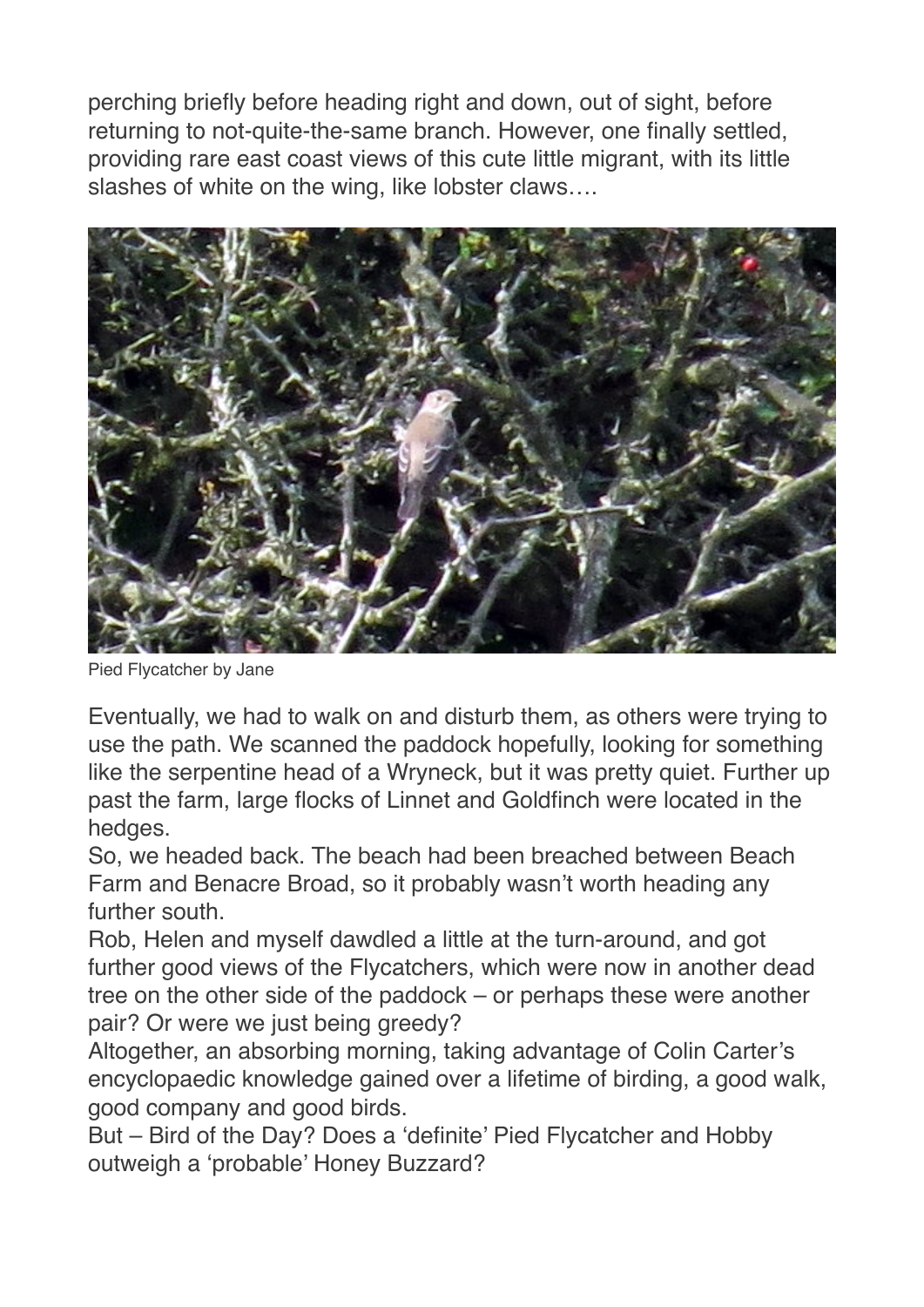perching briefly before heading right and down, out of sight, before returning to not-quite-the-same branch. However, one finally settled, providing rare east coast views of this cute little migrant, with its little slashes of white on the wing, like lobster claws….

Pied Flycatcher by Jane

Eventually, we had to walk on and disturb them, as others were trying to use the path. We scanned the paddock hopefully, looking for something like the serpentine head of a Wryneck, but it was pretty quiet. Further up past the farm, large flocks of Linnet and Goldfinch were located in the hedges.

So, we headed back. The beach had been breached between Beach Farm and Benacre Broad, so it probably wasn't worth heading any further south.

Rob, Helen and myself dawdled a little at the turn-around, and got further good views of the Flycatchers, which were now in another dead tree on the other side of the paddock – or perhaps these were another pair? Or were we just being greedy?

Altogether, an absorbing morning, taking advantage of Colin Carter's encyclopaedic knowledge gained over a lifetime of birding, a good walk, good company and good birds.

But – Bird of the Day? Does a 'definite' Pied Flycatcher and Hobby outweigh a 'probable' Honey Buzzard?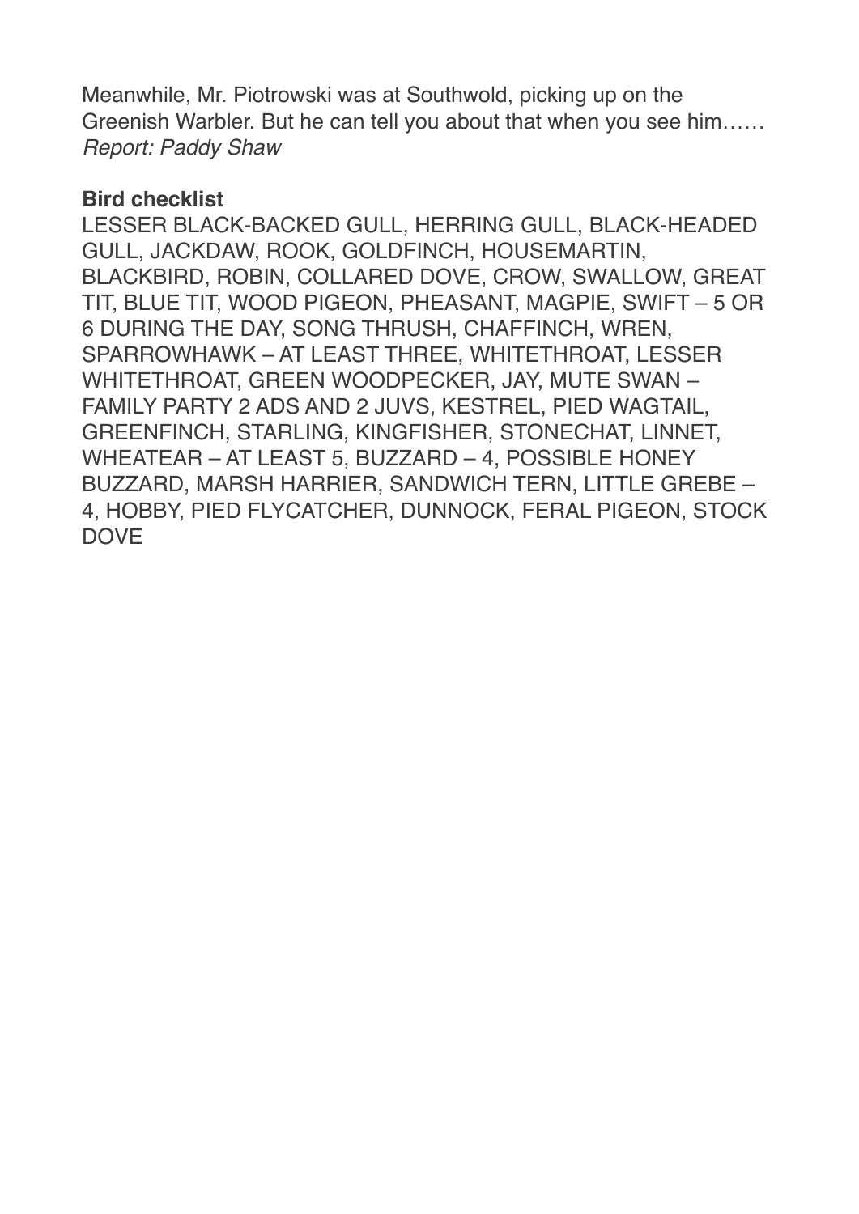Meanwhile, Mr. Piotrowski was at Southwold, picking up on the Greenish Warbler. But he can tell you about that when you see him……
*Report: Paddy Shaw*

**Bird checklist**

LESSER BLACK-BACKED GULL, HERRING GULL, BLACK-HEADED GULL, JACKDAW, ROOK, GOLDFINCH, HOUSEMARTIN, BLACKBIRD, ROBIN, COLLARED DOVE, CROW, SWALLOW, GREAT TIT, BLUE TIT, WOOD PIGEON, PHEASANT, MAGPIE, SWIFT – 5 OR 6 DURING THE DAY, SONG THRUSH, CHAFFINCH, WREN, SPARROWHAWK – AT LEAST THREE, WHITETHROAT, LESSER WHITETHROAT, GREEN WOODPECKER, JAY, MUTE SWAN – FAMILY PARTY 2 ADS AND 2 JUVS, KESTREL, PIED WAGTAIL, GREENFINCH, STARLING, KINGFISHER, STONECHAT, LINNET, WHEATEAR – AT LEAST 5, BUZZARD – 4, POSSIBLE HONEY BUZZARD, MARSH HARRIER, SANDWICH TERN, LITTLE GREBE – 4, HOBBY, PIED FLYCATCHER, DUNNOCK, FERAL PIGEON, STOCK DOVE